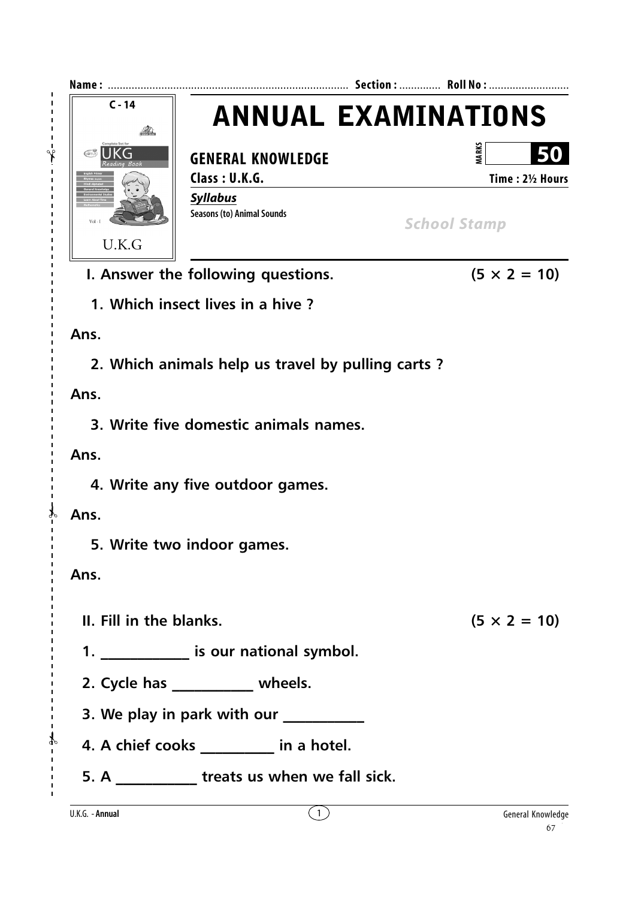Name : ................................................................................ Section : ............. Roll No : ...........................

C - 14

U.K.G

# ANNUAL EXAMINATIONS

**GENERAL KNOWLEDGE** MARKS **50**

**Class : U.K.G.** **Time : 2½ Hours**

***Syllabus***

**Seasons (to) Animal Sounds**

*School Stamp*

**I. Answer the following questions. (5 × 2 = 10)**

**1. Which insect lives in a hive ?**

**Ans.**

**2. Which animals help us travel by pulling carts ?**

**Ans.**

**3. Write five domestic animals names.**

**Ans.**

**4. Write any five outdoor games.**

**Ans.**

**5. Write two indoor games.**

**Ans.**

**II. Fill in the blanks. (5 × 2 = 10)**

**1. ____________ is our national symbol.**

**2. Cycle has ___________ wheels.**

**3. We play in park with our ___________**

**4. A chief cooks __________ in a hotel.**

**5. A ___________ treats us when we fall sick.**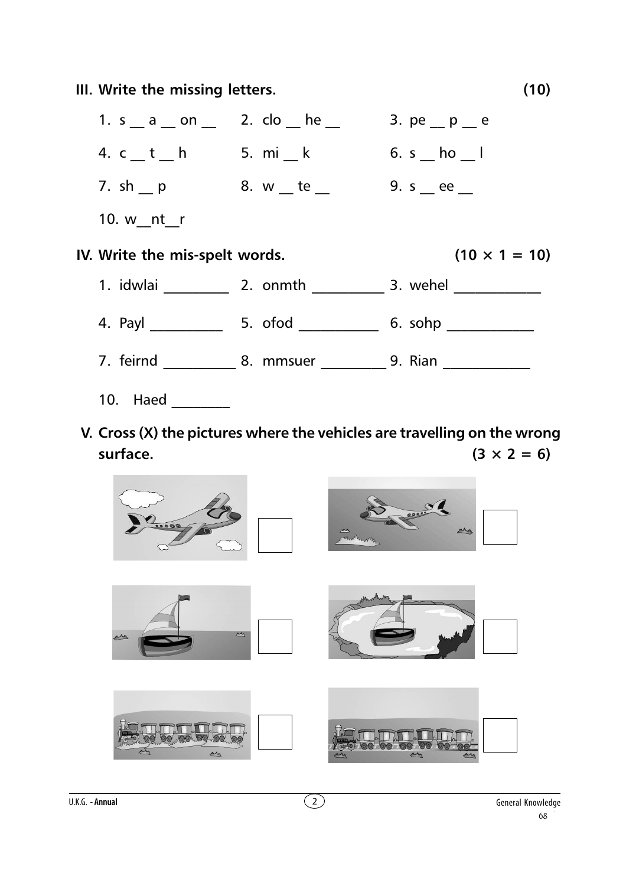### III. Write the missing letters. (10)

1. s __ a __ on __  2. clo __ he __  3. pe __ p __ e

4. c __ t __ h  5. mi __ k  6. s __ ho __ l

7. sh __ p  8. w __ te __  9. s __ ee __

10. w__nt__r

### IV. Write the mis-spelt words. (10 × 1 = 10)

1. idwlai _________ 2. onmth __________ 3. wehel ____________

4. Payl __________ 5. ofod ___________ 6. sohp ____________

7. feirnd __________ 8. mmsuer _________ 9. Rian ____________

10. Haed ________

### V. Cross (X) the pictures where the vehicles are travelling on the wrong surface. (3 × 2 = 6)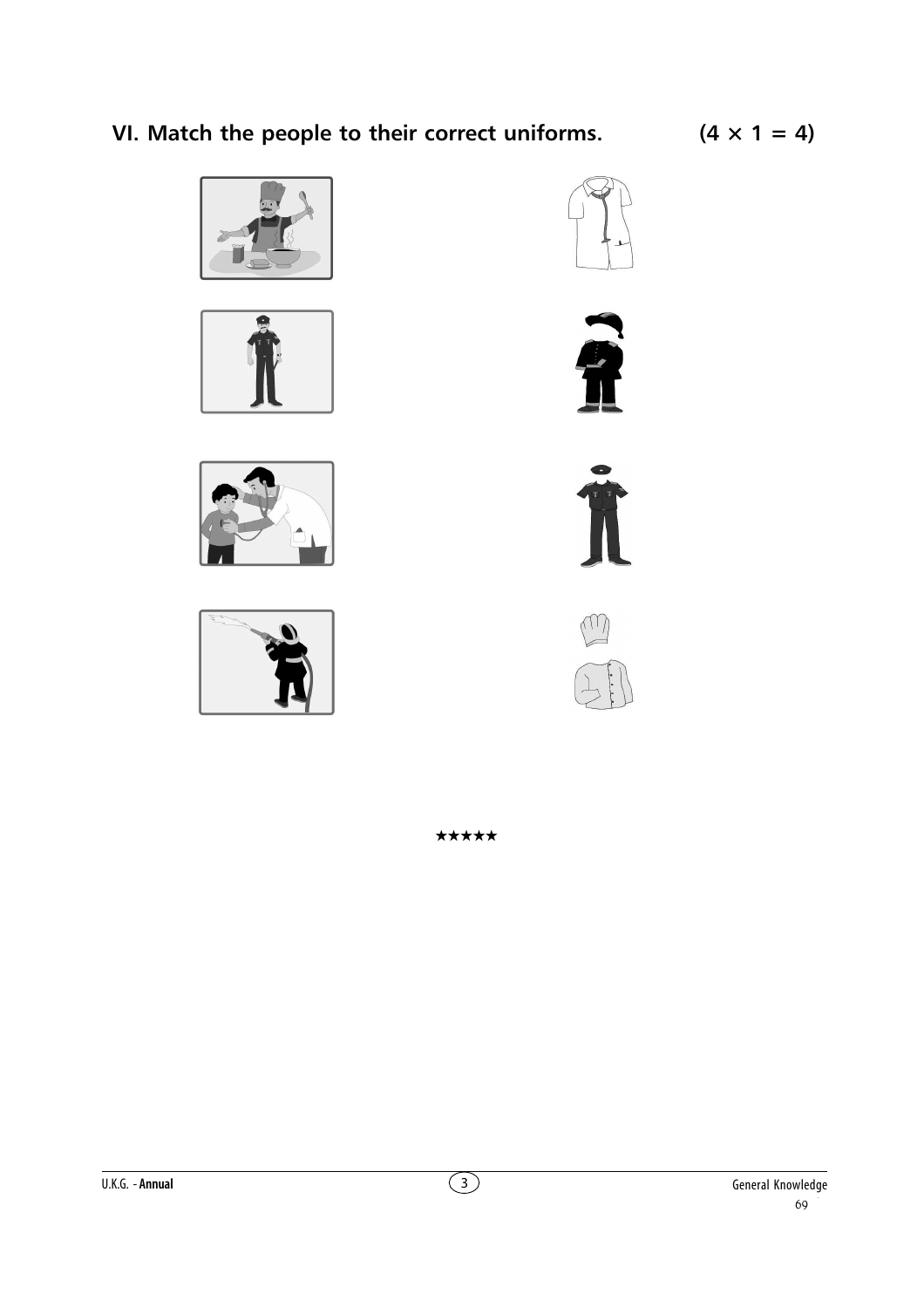## VI. Match the people to their correct uniforms. (4 × 1 = 4)

★★★★★